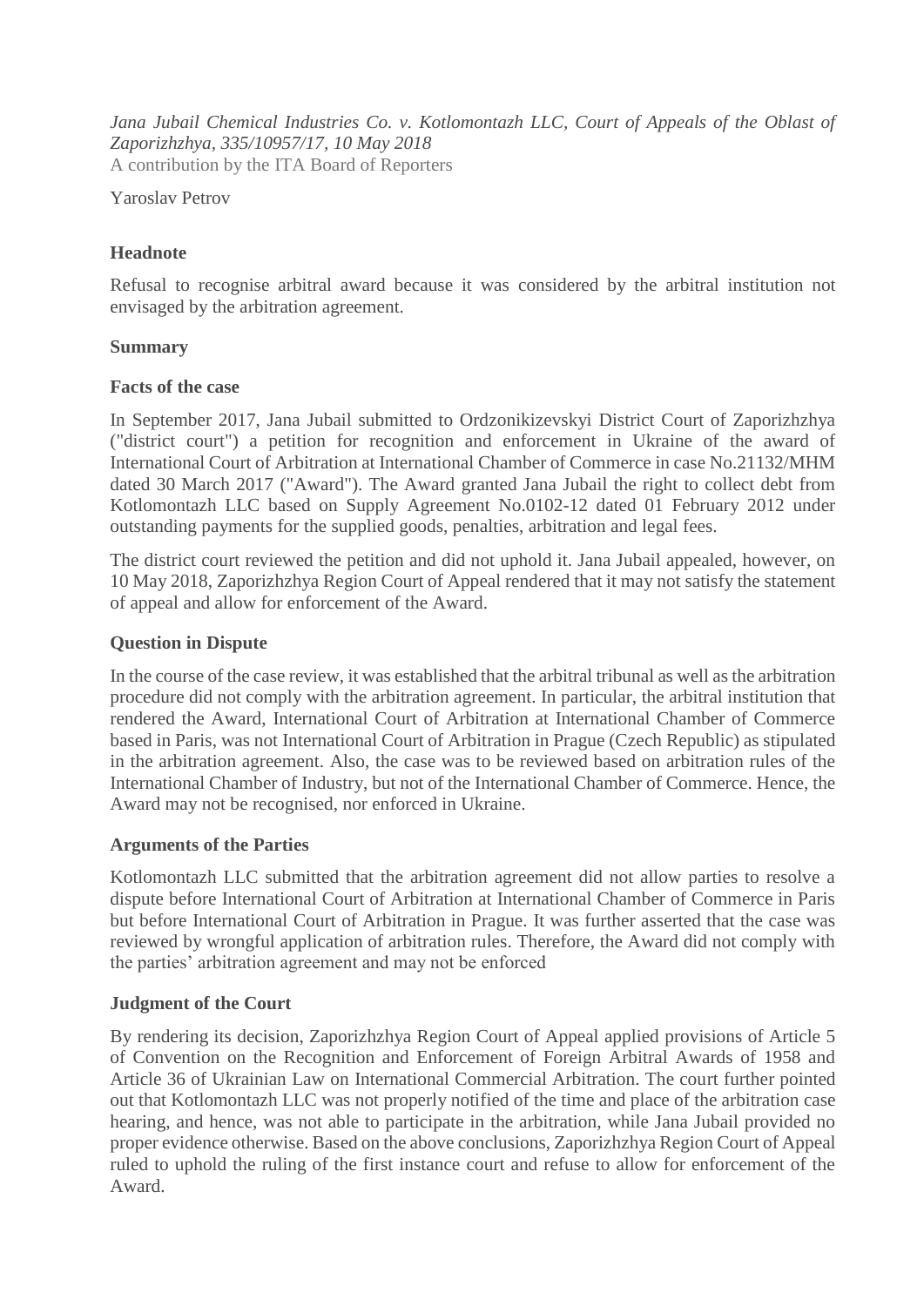*Jana Jubail Chemical Industries Co. v. Kotlomontazh LLC, Court of Appeals of the Oblast of Zaporizhzhya, 335/10957/17, 10 May 2018*
A contribution by the ITA Board of Reporters

Yaroslav Petrov

### Headnote

Refusal to recognise arbitral award because it was considered by the arbitral institution not envisaged by the arbitration agreement.

### Summary

### Facts of the case

In September 2017, Jana Jubail submitted to Ordzonikizevskyi District Court of Zaporizhzhya ("district court") a petition for recognition and enforcement in Ukraine of the award of International Court of Arbitration at International Chamber of Commerce in case No.21132/MHM dated 30 March 2017 ("Award"). The Award granted Jana Jubail the right to collect debt from Kotlomontazh LLC based on Supply Agreement No.0102-12 dated 01 February 2012 under outstanding payments for the supplied goods, penalties, arbitration and legal fees.

The district court reviewed the petition and did not uphold it. Jana Jubail appealed, however, on 10 May 2018, Zaporizhzhya Region Court of Appeal rendered that it may not satisfy the statement of appeal and allow for enforcement of the Award.

### Question in Dispute

In the course of the case review, it was established that the arbitral tribunal as well as the arbitration procedure did not comply with the arbitration agreement. In particular, the arbitral institution that rendered the Award, International Court of Arbitration at International Chamber of Commerce based in Paris, was not International Court of Arbitration in Prague (Czech Republic) as stipulated in the arbitration agreement. Also, the case was to be reviewed based on arbitration rules of the International Chamber of Industry, but not of the International Chamber of Commerce. Hence, the Award may not be recognised, nor enforced in Ukraine.

### Arguments of the Parties

Kotlomontazh LLC submitted that the arbitration agreement did not allow parties to resolve a dispute before International Court of Arbitration at International Chamber of Commerce in Paris but before International Court of Arbitration in Prague. It was further asserted that the case was reviewed by wrongful application of arbitration rules. Therefore, the Award did not comply with the parties' arbitration agreement and may not be enforced

### Judgment of the Court

By rendering its decision, Zaporizhzhya Region Court of Appeal applied provisions of Article 5 of Convention on the Recognition and Enforcement of Foreign Arbitral Awards of 1958 and Article 36 of Ukrainian Law on International Commercial Arbitration. The court further pointed out that Kotlomontazh LLC was not properly notified of the time and place of the arbitration case hearing, and hence, was not able to participate in the arbitration, while Jana Jubail provided no proper evidence otherwise. Based on the above conclusions, Zaporizhzhya Region Court of Appeal ruled to uphold the ruling of the first instance court and refuse to allow for enforcement of the Award.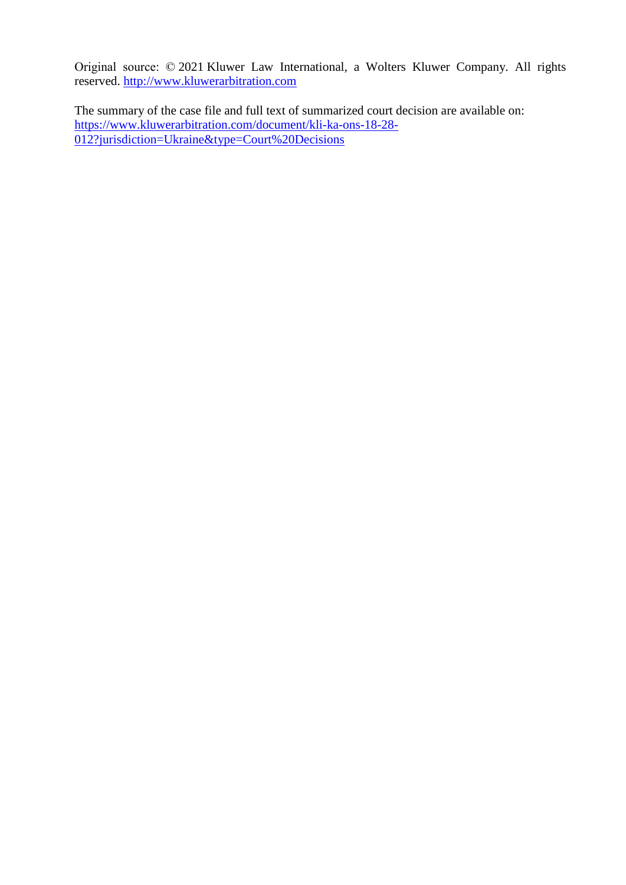Original source: © 2021 Kluwer Law International, a Wolters Kluwer Company. All rights reserved. http://www.kluwerarbitration.com

The summary of the case file and full text of summarized court decision are available on: https://www.kluwerarbitration.com/document/kli-ka-ons-18-28-012?jurisdiction=Ukraine&type=Court%20Decisions